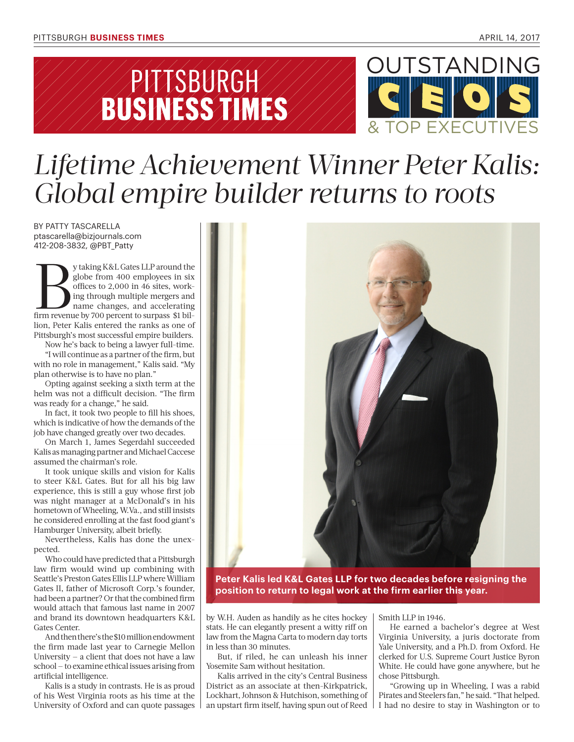# Lifetime Achievement Winner Peter Kalis: Global empire builder returns to roots

BY PATTY TASCARELLA
ptascarella@bizjournals.com
412-208-3832, @PBT_Patty

By taking K&L Gates LLP around the globe from 400 employees in six offices to 2,000 in 46 sites, working through multiple mergers and name changes, and accelerating firm revenue by 700 percent to surpass $1 billion, Peter Kalis entered the ranks as one of Pittsburgh's most successful empire builders.

Now he's back to being a lawyer full-time.

"I will continue as a partner of the firm, but with no role in management," Kalis said. "My plan otherwise is to have no plan."

Opting against seeking a sixth term at the helm was not a difficult decision. "The firm was ready for a change," he said.

In fact, it took two people to fill his shoes, which is indicative of how the demands of the job have changed greatly over two decades.

On March 1, James Segerdahl succeeded Kalis as managing partner and Michael Caccese assumed the chairman's role.

It took unique skills and vision for Kalis to steer K&L Gates. But for all his big law experience, this is still a guy whose first job was night manager at a McDonald's in his hometown of Wheeling, W.Va., and still insists he considered enrolling at the fast food giant's Hamburger University, albeit briefly.

Nevertheless, Kalis has done the unexpected.

Who could have predicted that a Pittsburgh law firm would wind up combining with Seattle's Preston Gates Ellis LLP where William Gates II, father of Microsoft Corp.'s founder, had been a partner? Or that the combined firm would attach that famous last name in 2007 and brand its downtown headquarters K&L Gates Center.

And then there's the $10 million endowment the firm made last year to Carnegie Mellon University – a client that does not have a law school – to examine ethical issues arising from artificial intelligence.

Kalis is a study in contrasts. He is as proud of his West Virginia roots as his time at the University of Oxford and can quote passages by W.H. Auden as handily as he cites hockey stats. He can elegantly present a witty riff on law from the Magna Carta to modern day torts in less than 30 minutes.

But, if riled, he can unleash his inner Yosemite Sam without hesitation.

Kalis arrived in the city's Central Business District as an associate at then-Kirkpatrick, Lockhart, Johnson & Hutchison, something of an upstart firm itself, having spun out of Reed Smith LLP in 1946.

He earned a bachelor's degree at West Virginia University, a juris doctorate from Yale University, and a Ph.D. from Oxford. He clerked for U.S. Supreme Court Justice Byron White. He could have gone anywhere, but he chose Pittsburgh.

"Growing up in Wheeling, I was a rabid Pirates and Steelers fan," he said. "That helped. I had no desire to stay in Washington or to

Peter Kalis led K&L Gates LLP for two decades before resigning the position to return to legal work at the firm earlier this year.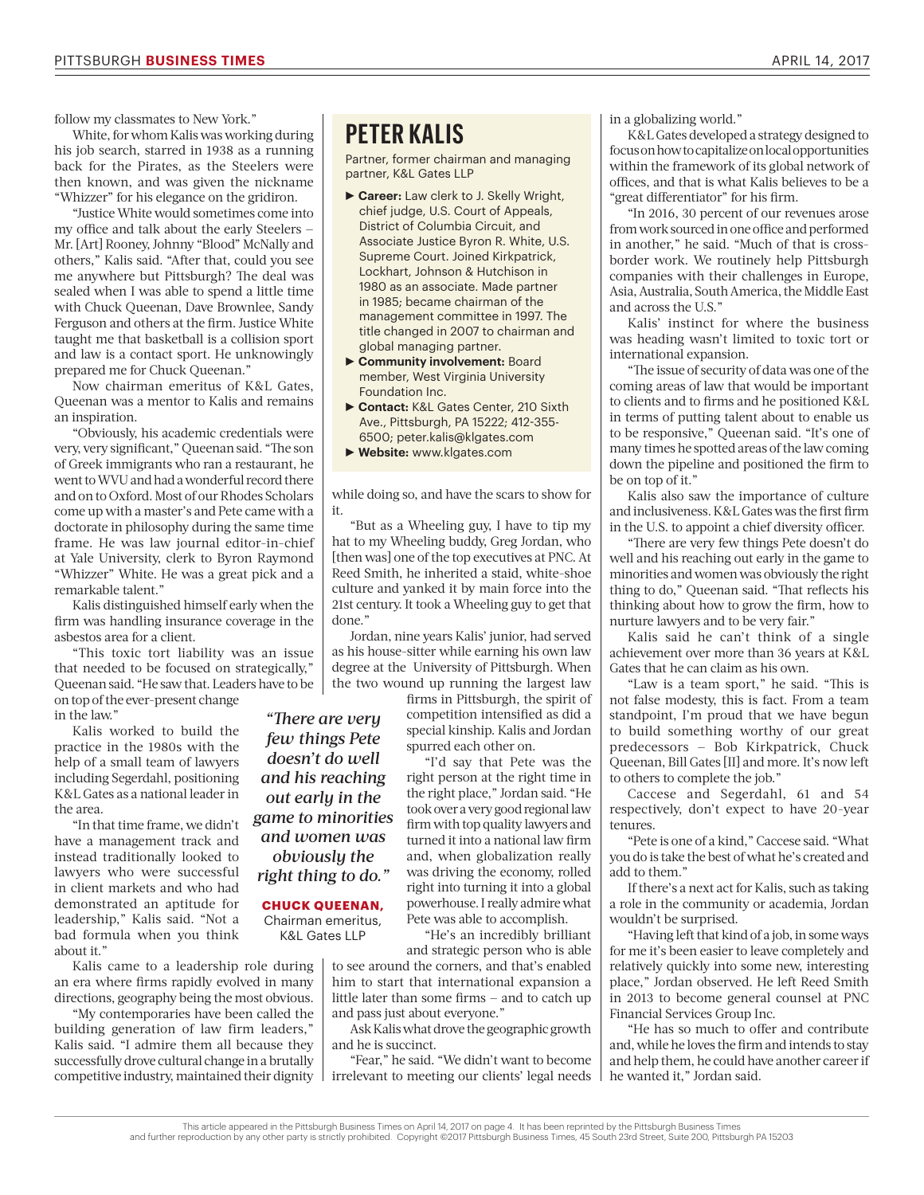follow my classmates to New York."

White, for whom Kalis was working during his job search, starred in 1938 as a running back for the Pirates, as the Steelers were then known, and was given the nickname "Whizzer" for his elegance on the gridiron.

"Justice White would sometimes come into my office and talk about the early Steelers – Mr. [Art] Rooney, Johnny "Blood" McNally and others," Kalis said. "After that, could you see me anywhere but Pittsburgh? The deal was sealed when I was able to spend a little time with Chuck Queenan, Dave Brownlee, Sandy Ferguson and others at the firm. Justice White taught me that basketball is a collision sport and law is a contact sport. He unknowingly prepared me for Chuck Queenan."

Now chairman emeritus of K&L Gates, Queenan was a mentor to Kalis and remains an inspiration.

"Obviously, his academic credentials were very, very significant," Queenan said. "The son of Greek immigrants who ran a restaurant, he went to WVU and had a wonderful record there and on to Oxford. Most of our Rhodes Scholars come up with a master's and Pete came with a doctorate in philosophy during the same time frame. He was law journal editor-in-chief at Yale University, clerk to Byron Raymond "Whizzer" White. He was a great pick and a remarkable talent."

Kalis distinguished himself early when the firm was handling insurance coverage in the asbestos area for a client.

"This toxic tort liability was an issue that needed to be focused on strategically," Queenan said. "He saw that. Leaders have to be on top of the ever-present change in the law."

Kalis worked to build the practice in the 1980s with the help of a small team of lawyers including Segerdahl, positioning K&L Gates as a national leader in the area.

"In that time frame, we didn't have a management track and instead traditionally looked to lawyers who were successful in client markets and who had demonstrated an aptitude for leadership," Kalis said. "Not a bad formula when you think about it."

Kalis came to a leadership role during an era where firms rapidly evolved in many directions, geography being the most obvious.

"My contemporaries have been called the building generation of law firm leaders," Kalis said. "I admire them all because they successfully drove cultural change in a brutally competitive industry, maintained their dignity while doing so, and have the scars to show for it.

"But as a Wheeling guy, I have to tip my hat to my Wheeling buddy, Greg Jordan, who [then was] one of the top executives at PNC. At Reed Smith, he inherited a staid, white-shoe culture and yanked it by main force into the 21st century. It took a Wheeling guy to get that done."

Jordan, nine years Kalis' junior, had served as his house-sitter while earning his own law degree at the University of Pittsburgh. When the two wound up running the largest law firms in Pittsburgh, the spirit of competition intensified as did a special kinship. Kalis and Jordan spurred each other on.

"I'd say that Pete was the right person at the right time in the right place," Jordan said. "He took over a very good regional law firm with top quality lawyers and turned it into a national law firm and, when globalization really was driving the economy, rolled right into turning it into a global powerhouse. I really admire what Pete was able to accomplish.

"He's an incredibly brilliant and strategic person who is able to see around the corners, and that's enabled him to start that international expansion a little later than some firms – and to catch up and pass just about everyone."

Ask Kalis what drove the geographic growth and he is succinct.

"Fear," he said. "We didn't want to become irrelevant to meeting our clients' legal needs in a globalizing world."

K&L Gates developed a strategy designed to focus on how to capitalize on local opportunities within the framework of its global network of offices, and that is what Kalis believes to be a "great differentiator" for his firm.

"In 2016, 30 percent of our revenues arose from work sourced in one office and performed in another," he said. "Much of that is cross-border work. We routinely help Pittsburgh companies with their challenges in Europe, Asia, Australia, South America, the Middle East and across the U.S."

Kalis' instinct for where the business was heading wasn't limited to toxic tort or international expansion.

"The issue of security of data was one of the coming areas of law that would be important to clients and to firms and he positioned K&L in terms of putting talent about to enable us to be responsive," Queenan said. "It's one of many times he spotted areas of the law coming down the pipeline and positioned the firm to be on top of it."

Kalis also saw the importance of culture and inclusiveness. K&L Gates was the first firm in the U.S. to appoint a chief diversity officer.

"There are very few things Pete doesn't do well and his reaching out early in the game to minorities and women was obviously the right thing to do," Queenan said. "That reflects his thinking about how to grow the firm, how to nurture lawyers and to be very fair."

Kalis said he can't think of a single achievement over more than 36 years at K&L Gates that he can claim as his own.

"Law is a team sport," he said. "This is not false modesty, this is fact. From a team standpoint, I'm proud that we have begun to build something worthy of our great predecessors – Bob Kirkpatrick, Chuck Queenan, Bill Gates [II] and more. It's now left to others to complete the job."

Caccese and Segerdahl, 61 and 54 respectively, don't expect to have 20-year tenures.

"Pete is one of a kind," Caccese said. "What you do is take the best of what he's created and add to them."

If there's a next act for Kalis, such as taking a role in the community or academia, Jordan wouldn't be surprised.

"Having left that kind of a job, in some ways for me it's been easier to leave completely and relatively quickly into some new, interesting place," Jordan observed. He left Reed Smith in 2013 to become general counsel at PNC Financial Services Group Inc.

"He has so much to offer and contribute and, while he loves the firm and intends to stay and help them, he could have another career if he wanted it," Jordan said.

> *"There are very few things Pete doesn't do well and his reaching out early in the game to minorities and women was obviously the right thing to do."*
>
> **CHUCK QUEENAN,** Chairman emeritus, K&L Gates LLP

## PETER KALIS

Partner, former chairman and managing partner, K&L Gates LLP

- **Career:** Law clerk to J. Skelly Wright, chief judge, U.S. Court of Appeals, District of Columbia Circuit, and Associate Justice Byron R. White, U.S. Supreme Court. Joined Kirkpatrick, Lockhart, Johnson & Hutchison in 1980 as an associate. Made partner in 1985; became chairman of the management committee in 1997. The title changed in 2007 to chairman and global managing partner.
- **Community involvement:** Board member, West Virginia University Foundation Inc.
- **Contact:** K&L Gates Center, 210 Sixth Ave., Pittsburgh, PA 15222; 412-355-6500; peter.kalis@klgates.com
- **Website:** www.klgates.com

This article appeared in the Pittsburgh Business Times on April 14, 2017 on page 4. It has been reprinted by the Pittsburgh Business Times and further reproduction by any other party is strictly prohibited. Copyright ©2017 Pittsburgh Business Times, 45 South 23rd Street, Suite 200, Pittsburgh PA 15203